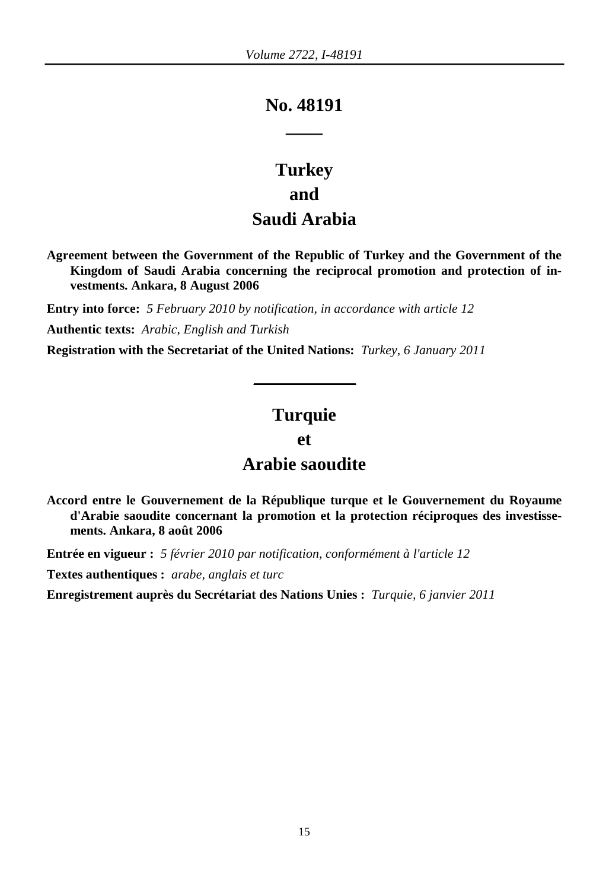# No. 48191

# Turkey
# and
# Saudi Arabia

**Agreement between the Government of the Republic of Turkey and the Government of the Kingdom of Saudi Arabia concerning the reciprocal promotion and protection of investments. Ankara, 8 August 2006**

**Entry into force:** *5 February 2010 by notification, in accordance with article 12*

**Authentic texts:** *Arabic, English and Turkish*

**Registration with the Secretariat of the United Nations:** *Turkey, 6 January 2011*

---

# Turquie
# et
# Arabie saoudite

**Accord entre le Gouvernement de la République turque et le Gouvernement du Royaume d'Arabie saoudite concernant la promotion et la protection réciproques des investissements. Ankara, 8 août 2006**

**Entrée en vigueur :** *5 février 2010 par notification, conformément à l'article 12*

**Textes authentiques :** *arabe, anglais et turc*

**Enregistrement auprès du Secrétariat des Nations Unies :** *Turquie, 6 janvier 2011*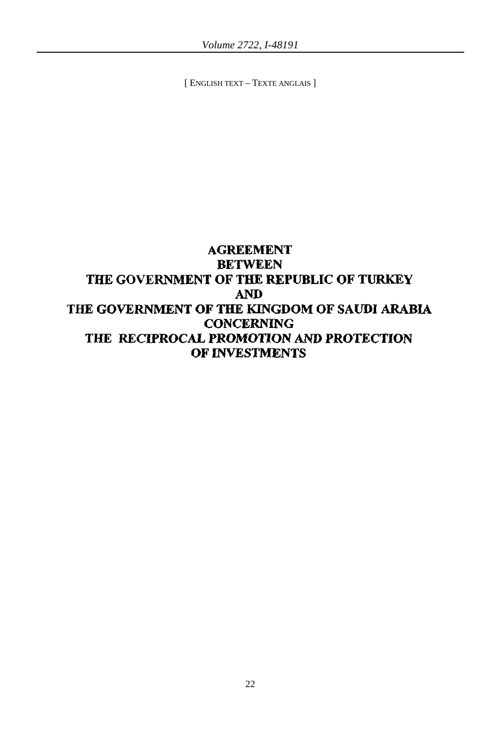[ ENGLISH TEXT – TEXTE ANGLAIS ]

# AGREEMENT
# BETWEEN
# THE GOVERNMENT OF THE REPUBLIC OF TURKEY
# AND
# THE GOVERNMENT OF THE KINGDOM OF SAUDI ARABIA
# CONCERNING
# THE RECIPROCAL PROMOTION AND PROTECTION
# OF INVESTMENTS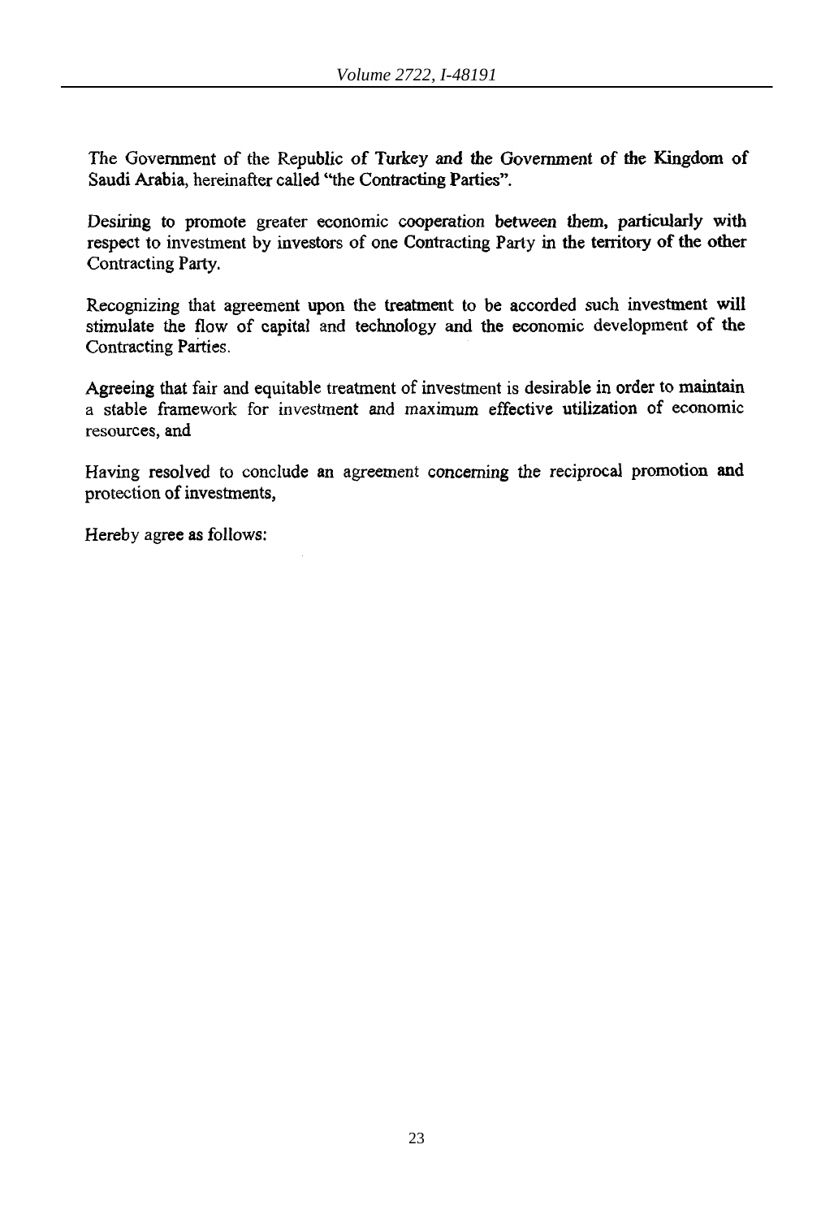The Government of the Republic of Turkey and the Government of the Kingdom of Saudi Arabia, hereinafter called "the Contracting Parties".

Desiring to promote greater economic cooperation between them, particularly with respect to investment by investors of one Contracting Party in the territory of the other Contracting Party.

Recognizing that agreement upon the treatment to be accorded such investment will stimulate the flow of capital and technology and the economic development of the Contracting Parties.

Agreeing that fair and equitable treatment of investment is desirable in order to maintain a stable framework for investment and maximum effective utilization of economic resources, and

Having resolved to conclude an agreement concerning the reciprocal promotion and protection of investments,

Hereby agree as follows: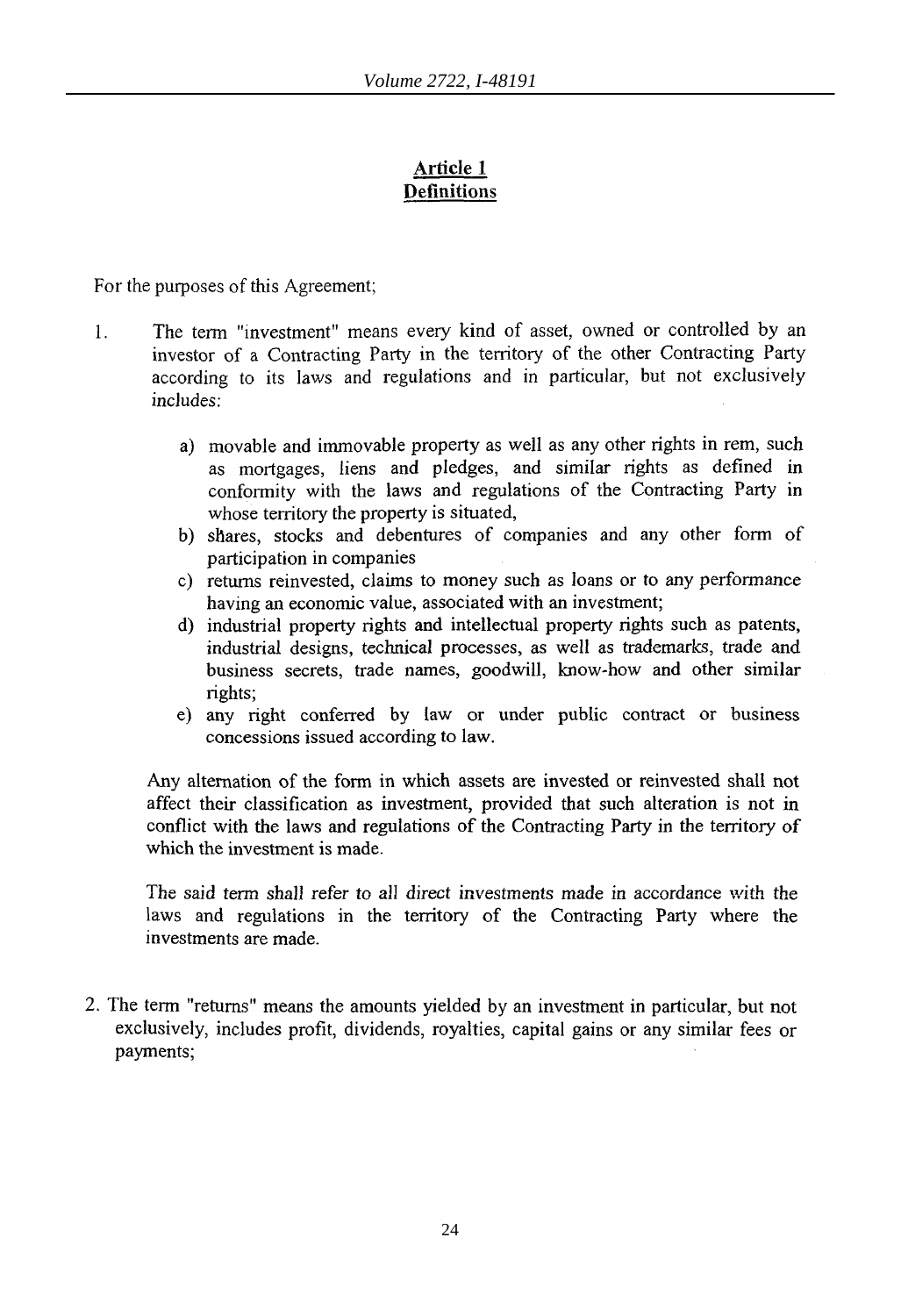## Article 1
## Definitions

For the purposes of this Agreement;

1. The term "investment" means every kind of asset, owned or controlled by an investor of a Contracting Party in the territory of the other Contracting Party according to its laws and regulations and in particular, but not exclusively includes:

   a) movable and immovable property as well as any other rights in rem, such as mortgages, liens and pledges, and similar rights as defined in conformity with the laws and regulations of the Contracting Party in whose territory the property is situated,
   b) shares, stocks and debentures of companies and any other form of participation in companies
   c) returns reinvested, claims to money such as loans or to any performance having an economic value, associated with an investment;
   d) industrial property rights and intellectual property rights such as patents, industrial designs, technical processes, as well as trademarks, trade and business secrets, trade names, goodwill, know-how and other similar rights;
   e) any right conferred by law or under public contract or business concessions issued according to law.

   Any alternation of the form in which assets are invested or reinvested shall not affect their classification as investment, provided that such alteration is not in conflict with the laws and regulations of the Contracting Party in the territory of which the investment is made.

   The said term shall refer to all direct investments made in accordance with the laws and regulations in the territory of the Contracting Party where the investments are made.

2. The term "returns" means the amounts yielded by an investment in particular, but not exclusively, includes profit, dividends, royalties, capital gains or any similar fees or payments;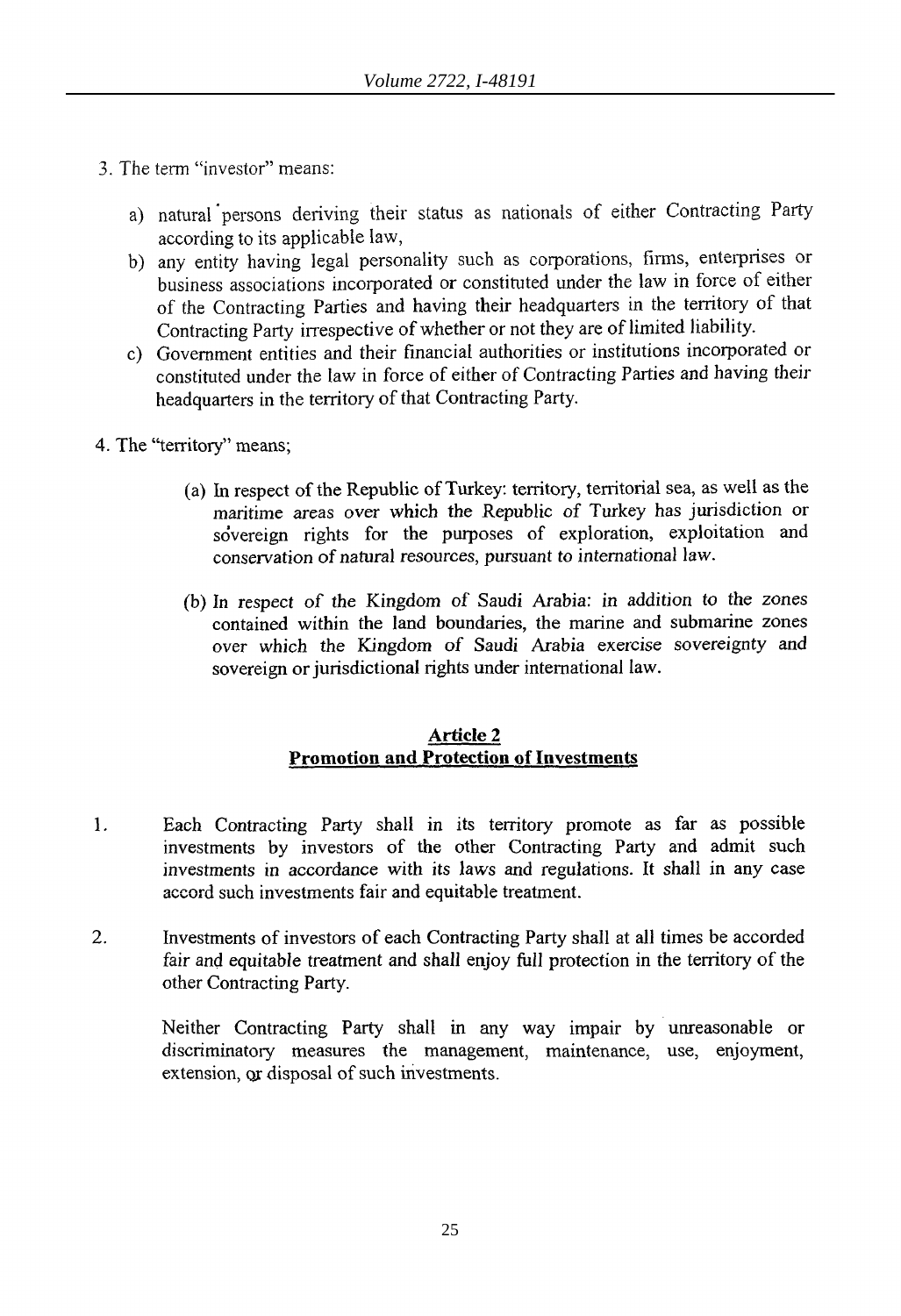3. The term "investor" means:

   a) natural persons deriving their status as nationals of either Contracting Party according to its applicable law,
   b) any entity having legal personality such as corporations, firms, enterprises or business associations incorporated or constituted under the law in force of either of the Contracting Parties and having their headquarters in the territory of that Contracting Party irrespective of whether or not they are of limited liability.
   c) Government entities and their financial authorities or institutions incorporated or constituted under the law in force of either of Contracting Parties and having their headquarters in the territory of that Contracting Party.

4. The "territory" means;

   (a) In respect of the Republic of Turkey: territory, territorial sea, as well as the maritime areas over which the Republic of Turkey has jurisdiction or sovereign rights for the purposes of exploration, exploitation and conservation of natural resources, pursuant to international law.

   (b) In respect of the Kingdom of Saudi Arabia: in addition to the zones contained within the land boundaries, the marine and submarine zones over which the Kingdom of Saudi Arabia exercise sovereignty and sovereign or jurisdictional rights under international law.

## Article 2
## Promotion and Protection of Investments

1. Each Contracting Party shall in its territory promote as far as possible investments by investors of the other Contracting Party and admit such investments in accordance with its laws and regulations. It shall in any case accord such investments fair and equitable treatment.

2. Investments of investors of each Contracting Party shall at all times be accorded fair and equitable treatment and shall enjoy full protection in the territory of the other Contracting Party.

   Neither Contracting Party shall in any way impair by unreasonable or discriminatory measures the management, maintenance, use, enjoyment, extension, or disposal of such investments.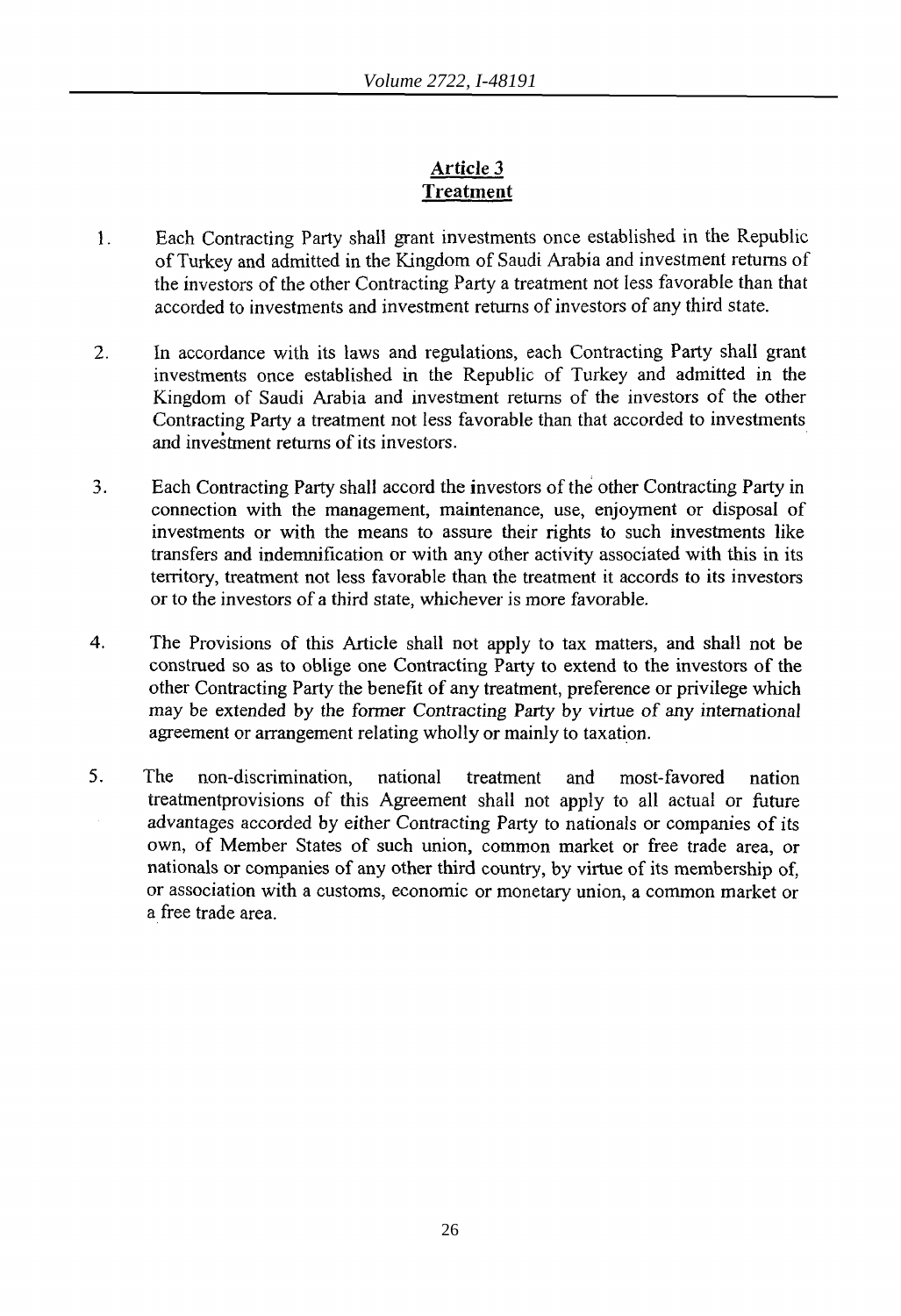## Article 3
## Treatment

1. Each Contracting Party shall grant investments once established in the Republic of Turkey and admitted in the Kingdom of Saudi Arabia and investment returns of the investors of the other Contracting Party a treatment not less favorable than that accorded to investments and investment returns of investors of any third state.

2. In accordance with its laws and regulations, each Contracting Party shall grant investments once established in the Republic of Turkey and admitted in the Kingdom of Saudi Arabia and investment returns of the investors of the other Contracting Party a treatment not less favorable than that accorded to investments and investment returns of its investors.

3. Each Contracting Party shall accord the investors of the other Contracting Party in connection with the management, maintenance, use, enjoyment or disposal of investments or with the means to assure their rights to such investments like transfers and indemnification or with any other activity associated with this in its territory, treatment not less favorable than the treatment it accords to its investors or to the investors of a third state, whichever is more favorable.

4. The Provisions of this Article shall not apply to tax matters, and shall not be construed so as to oblige one Contracting Party to extend to the investors of the other Contracting Party the benefit of any treatment, preference or privilege which may be extended by the former Contracting Party by virtue of any international agreement or arrangement relating wholly or mainly to taxation.

5. The non-discrimination, national treatment and most-favored nation treatmentprovisions of this Agreement shall not apply to all actual or future advantages accorded by either Contracting Party to nationals or companies of its own, of Member States of such union, common market or free trade area, or nationals or companies of any other third country, by virtue of its membership of, or association with a customs, economic or monetary union, a common market or a free trade area.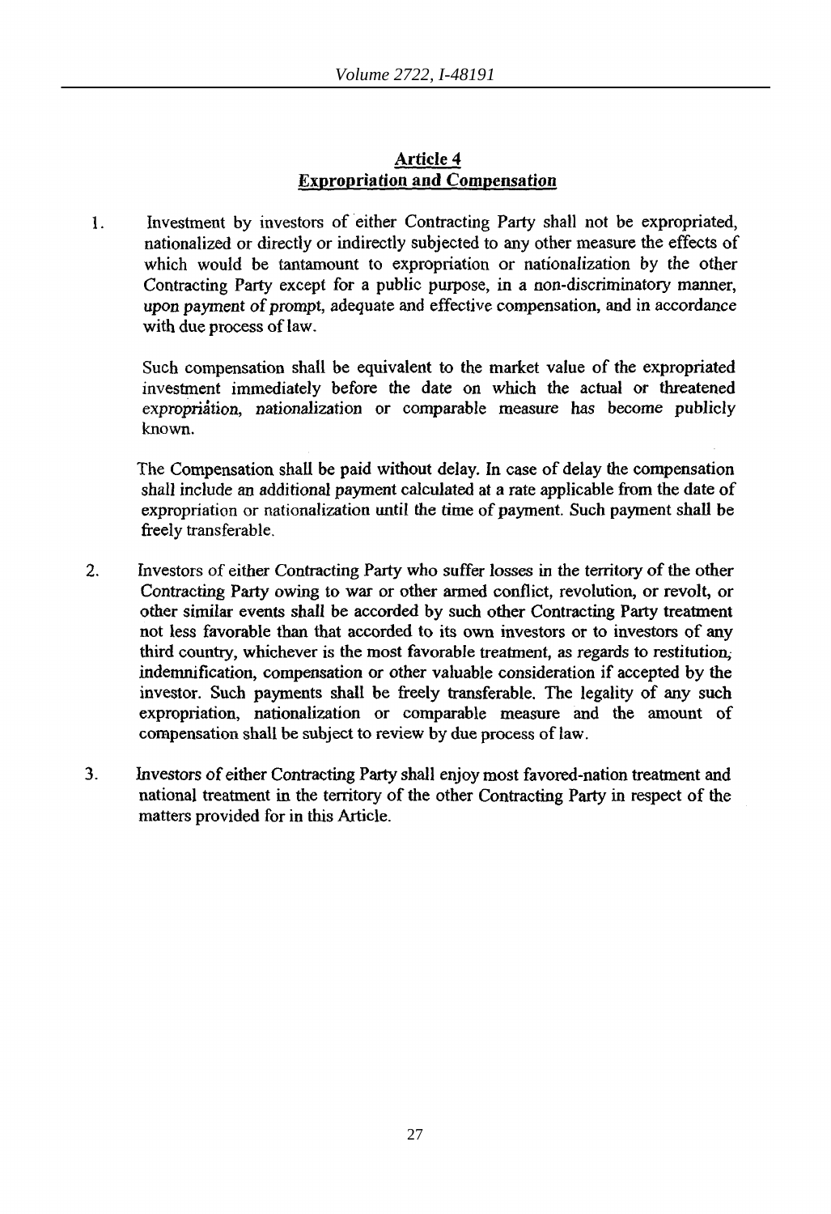## Article 4
## Expropriation and Compensation

1. Investment by investors of either Contracting Party shall not be expropriated, nationalized or directly or indirectly subjected to any other measure the effects of which would be tantamount to expropriation or nationalization by the other Contracting Party except for a public purpose, in a non-discriminatory manner, upon payment of prompt, adequate and effective compensation, and in accordance with due process of law.

   Such compensation shall be equivalent to the market value of the expropriated investment immediately before the date on which the actual or threatened expropriation, nationalization or comparable measure has become publicly known.

   The Compensation shall be paid without delay. In case of delay the compensation shall include an additional payment calculated at a rate applicable from the date of expropriation or nationalization until the time of payment. Such payment shall be freely transferable.

2. Investors of either Contracting Party who suffer losses in the territory of the other Contracting Party owing to war or other armed conflict, revolution, or revolt, or other similar events shall be accorded by such other Contracting Party treatment not less favorable than that accorded to its own investors or to investors of any third country, whichever is the most favorable treatment, as regards to restitution, indemnification, compensation or other valuable consideration if accepted by the investor. Such payments shall be freely transferable. The legality of any such expropriation, nationalization or comparable measure and the amount of compensation shall be subject to review by due process of law.

3. Investors of either Contracting Party shall enjoy most favored-nation treatment and national treatment in the territory of the other Contracting Party in respect of the matters provided for in this Article.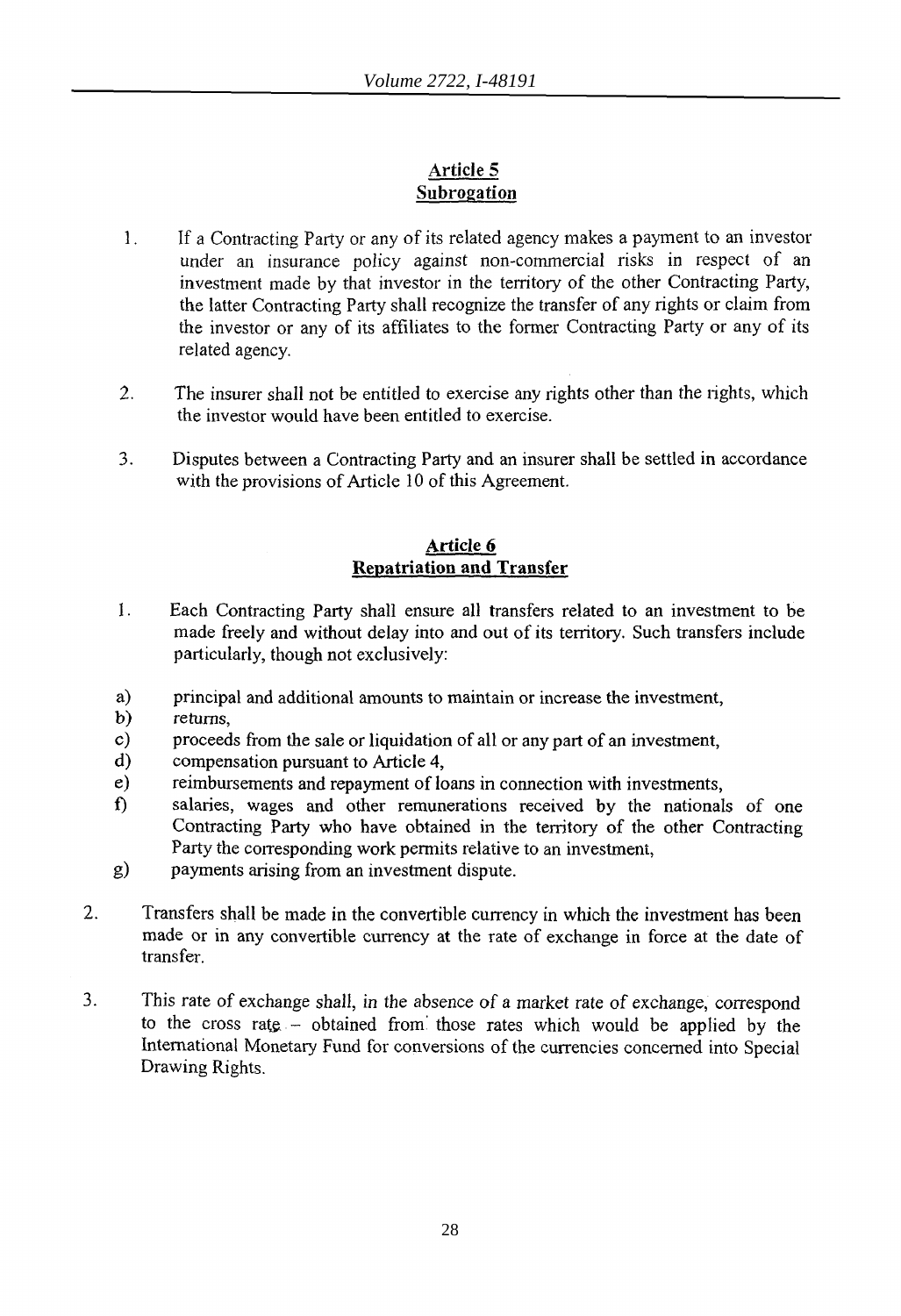## Article 5
## Subrogation

1. If a Contracting Party or any of its related agency makes a payment to an investor under an insurance policy against non-commercial risks in respect of an investment made by that investor in the territory of the other Contracting Party, the latter Contracting Party shall recognize the transfer of any rights or claim from the investor or any of its affiliates to the former Contracting Party or any of its related agency.

2. The insurer shall not be entitled to exercise any rights other than the rights, which the investor would have been entitled to exercise.

3. Disputes between a Contracting Party and an insurer shall be settled in accordance with the provisions of Article 10 of this Agreement.

## Article 6
## Repatriation and Transfer

1. Each Contracting Party shall ensure all transfers related to an investment to be made freely and without delay into and out of its territory. Such transfers include particularly, though not exclusively:

a) principal and additional amounts to maintain or increase the investment,
b) returns,
c) proceeds from the sale or liquidation of all or any part of an investment,
d) compensation pursuant to Article 4,
e) reimbursements and repayment of loans in connection with investments,
f) salaries, wages and other remunerations received by the nationals of one Contracting Party who have obtained in the territory of the other Contracting Party the corresponding work permits relative to an investment,
g) payments arising from an investment dispute.

2. Transfers shall be made in the convertible currency in which the investment has been made or in any convertible currency at the rate of exchange in force at the date of transfer.

3. This rate of exchange shall, in the absence of a market rate of exchange, correspond to the cross rate – obtained from those rates which would be applied by the International Monetary Fund for conversions of the currencies concerned into Special Drawing Rights.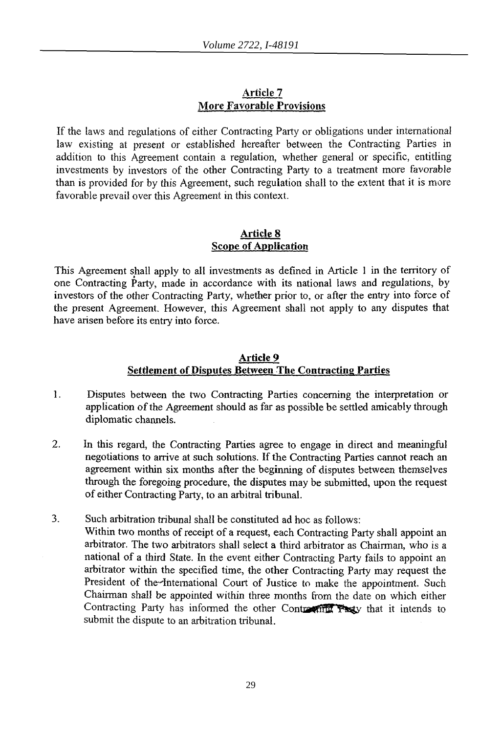## Article 7
## More Favorable Provisions

If the laws and regulations of either Contracting Party or obligations under international law existing at present or established hereafter between the Contracting Parties in addition to this Agreement contain a regulation, whether general or specific, entitling investments by investors of the other Contracting Party to a treatment more favorable than is provided for by this Agreement, such regulation shall to the extent that it is more favorable prevail over this Agreement in this context.

## Article 8
## Scope of Application

This Agreement shall apply to all investments as defined in Article 1 in the territory of one Contracting Party, made in accordance with its national laws and regulations, by investors of the other Contracting Party, whether prior to, or after the entry into force of the present Agreement. However, this Agreement shall not apply to any disputes that have arisen before its entry into force.

## Article 9
## Settlement of Disputes Between The Contracting Parties

1. Disputes between the two Contracting Parties concerning the interpretation or application of the Agreement should as far as possible be settled amicably through diplomatic channels.

2. In this regard, the Contracting Parties agree to engage in direct and meaningful negotiations to arrive at such solutions. If the Contracting Parties cannot reach an agreement within six months after the beginning of disputes between themselves through the foregoing procedure, the disputes may be submitted, upon the request of either Contracting Party, to an arbitral tribunal.

3. Such arbitration tribunal shall be constituted ad hoc as follows:
   Within two months of receipt of a request, each Contracting Party shall appoint an arbitrator. The two arbitrators shall select a third arbitrator as Chairman, who is a national of a third State. In the event either Contracting Party fails to appoint an arbitrator within the specified time, the other Contracting Party may request the President of the International Court of Justice to make the appointment. Such Chairman shall be appointed within three months from the date on which either Contracting Party has informed the other Contracting Party that it intends to submit the dispute to an arbitration tribunal.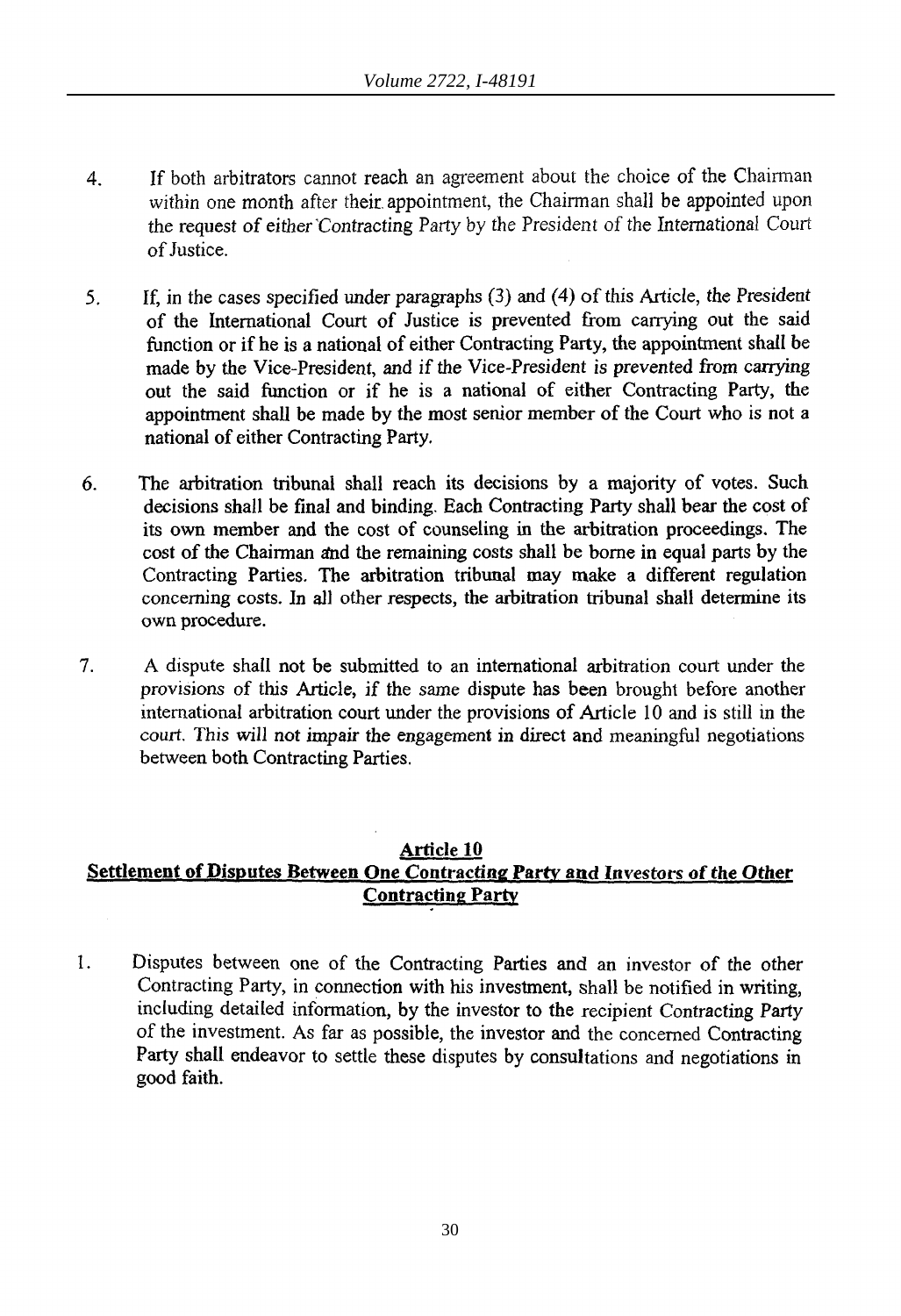4. If both arbitrators cannot reach an agreement about the choice of the Chairman within one month after their appointment, the Chairman shall be appointed upon the request of either Contracting Party by the President of the International Court of Justice.

5. If, in the cases specified under paragraphs (3) and (4) of this Article, the President of the International Court of Justice is prevented from carrying out the said function or if he is a national of either Contracting Party, the appointment shall be made by the Vice-President, and if the Vice-President is prevented from carrying out the said function or if he is a national of either Contracting Party, the appointment shall be made by the most senior member of the Court who is not a national of either Contracting Party.

6. The arbitration tribunal shall reach its decisions by a majority of votes. Such decisions shall be final and binding. Each Contracting Party shall bear the cost of its own member and the cost of counseling in the arbitration proceedings. The cost of the Chairman and the remaining costs shall be borne in equal parts by the Contracting Parties. The arbitration tribunal may make a different regulation concerning costs. In all other respects, the arbitration tribunal shall determine its own procedure.

7. A dispute shall not be submitted to an international arbitration court under the provisions of this Article, if the same dispute has been brought before another international arbitration court under the provisions of Article 10 and is still in the court. This will not impair the engagement in direct and meaningful negotiations between both Contracting Parties.

## Article 10
## Settlement of Disputes Between One Contracting Party and Investors of the Other Contracting Party

1. Disputes between one of the Contracting Parties and an investor of the other Contracting Party, in connection with his investment, shall be notified in writing, including detailed information, by the investor to the recipient Contracting Party of the investment. As far as possible, the investor and the concerned Contracting Party shall endeavor to settle these disputes by consultations and negotiations in good faith.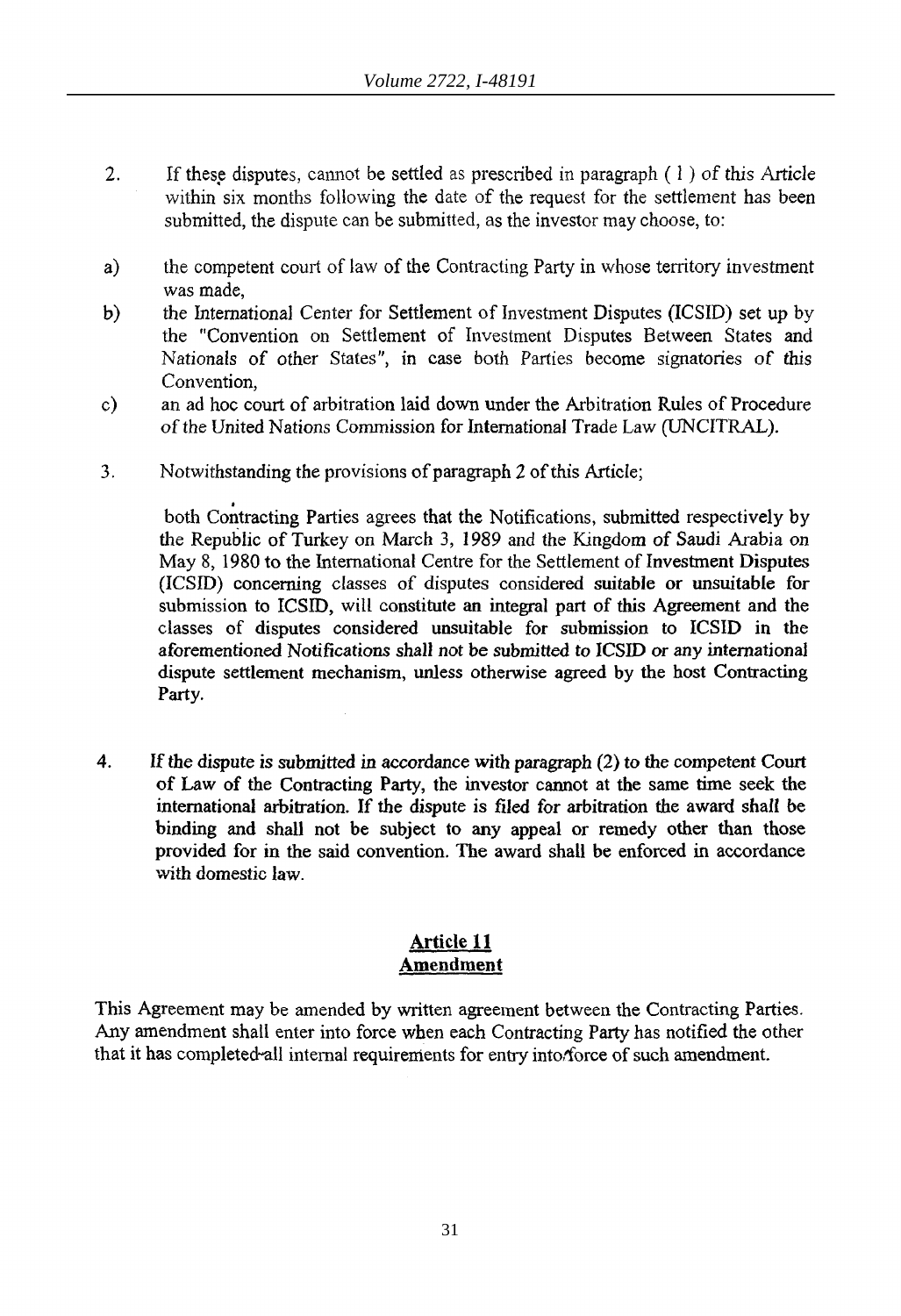2. If these disputes, cannot be settled as prescribed in paragraph ( 1 ) of this Article within six months following the date of the request for the settlement has been submitted, the dispute can be submitted, as the investor may choose, to:

a) the competent court of law of the Contracting Party in whose territory investment was made,

b) the International Center for Settlement of Investment Disputes (ICSID) set up by the "Convention on Settlement of Investment Disputes Between States and Nationals of other States", in case both Parties become signatories of this Convention,

c) an ad hoc court of arbitration laid down under the Arbitration Rules of Procedure of the United Nations Commission for International Trade Law (UNCITRAL).

3. Notwithstanding the provisions of paragraph 2 of this Article;

both Contracting Parties agrees that the Notifications, submitted respectively by the Republic of Turkey on March 3, 1989 and the Kingdom of Saudi Arabia on May 8, 1980 to the International Centre for the Settlement of Investment Disputes (ICSID) concerning classes of disputes considered suitable or unsuitable for submission to ICSID, will constitute an integral part of this Agreement and the classes of disputes considered unsuitable for submission to ICSID in the aforementioned Notifications shall not be submitted to ICSID or any international dispute settlement mechanism, unless otherwise agreed by the host Contracting Party.

4. If the dispute is submitted in accordance with paragraph (2) to the competent Court of Law of the Contracting Party, the investor cannot at the same time seek the international arbitration. If the dispute is filed for arbitration the award shall be binding and shall not be subject to any appeal or remedy other than those provided for in the said convention. The award shall be enforced in accordance with domestic law.

## Article 11
## Amendment

This Agreement may be amended by written agreement between the Contracting Parties. Any amendment shall enter into force when each Contracting Party has notified the other that it has completed all internal requirements for entry into force of such amendment.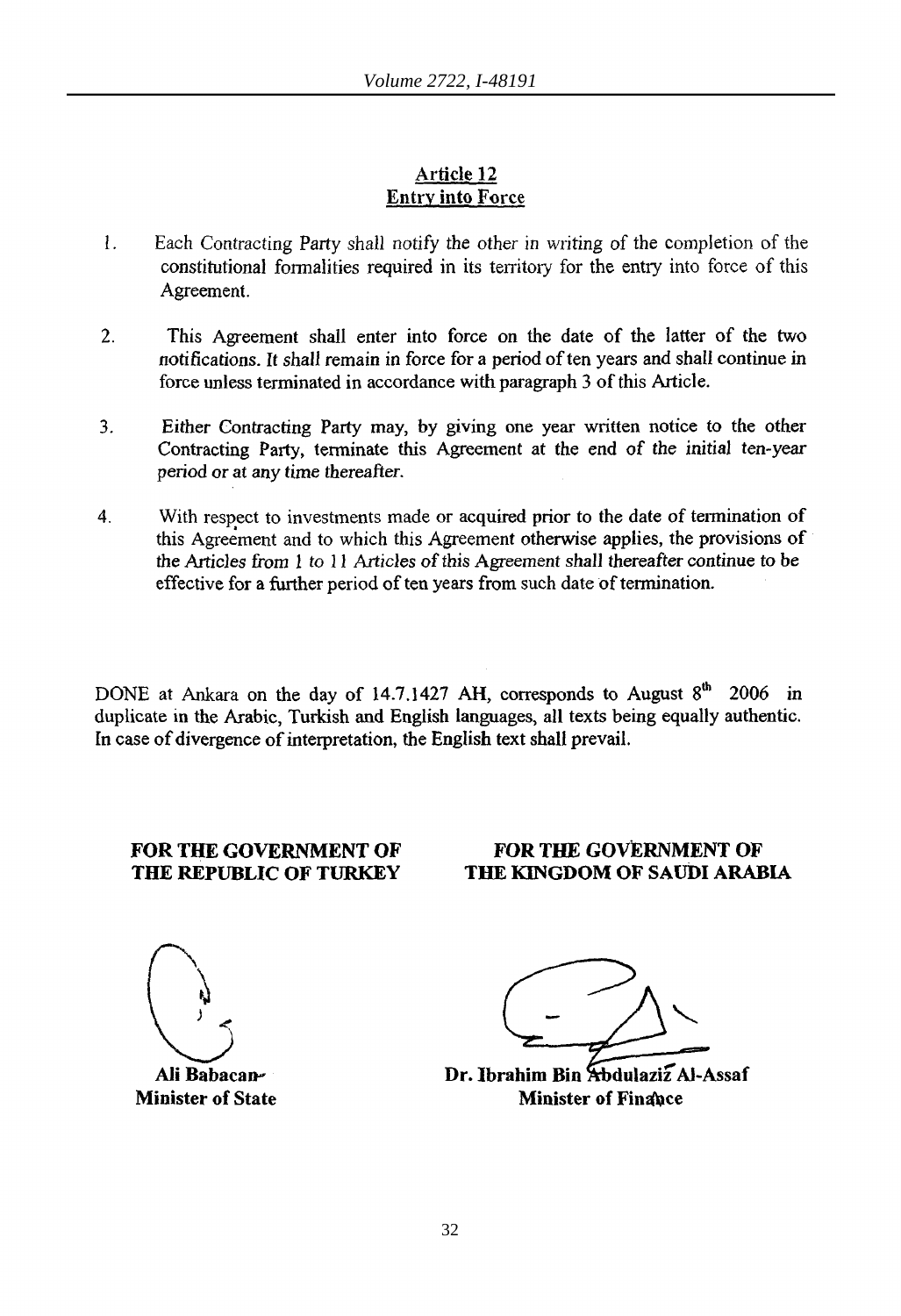## Article 12
## Entry into Force

1. Each Contracting Party shall notify the other in writing of the completion of the constitutional formalities required in its territory for the entry into force of this Agreement.

2. This Agreement shall enter into force on the date of the latter of the two notifications. It shall remain in force for a period of ten years and shall continue in force unless terminated in accordance with paragraph 3 of this Article.

3. Either Contracting Party may, by giving one year written notice to the other Contracting Party, terminate this Agreement at the end of the initial ten-year period or at any time thereafter.

4. With respect to investments made or acquired prior to the date of termination of this Agreement and to which this Agreement otherwise applies, the provisions of the Articles from 1 to 11 Articles of this Agreement shall thereafter continue to be effective for a further period of ten years from such date of termination.

DONE at Ankara on the day of 14.7.1427 AH, corresponds to August 8th 2006 in duplicate in the Arabic, Turkish and English languages, all texts being equally authentic. In case of divergence of interpretation, the English text shall prevail.

**FOR THE GOVERNMENT OF THE REPUBLIC OF TURKEY**

**Ali Babacan**
**Minister of State**

**FOR THE GOVERNMENT OF THE KINGDOM OF SAUDI ARABIA**

**Dr. Ibrahim Bin Abdulaziz Al-Assaf**
**Minister of Finance**